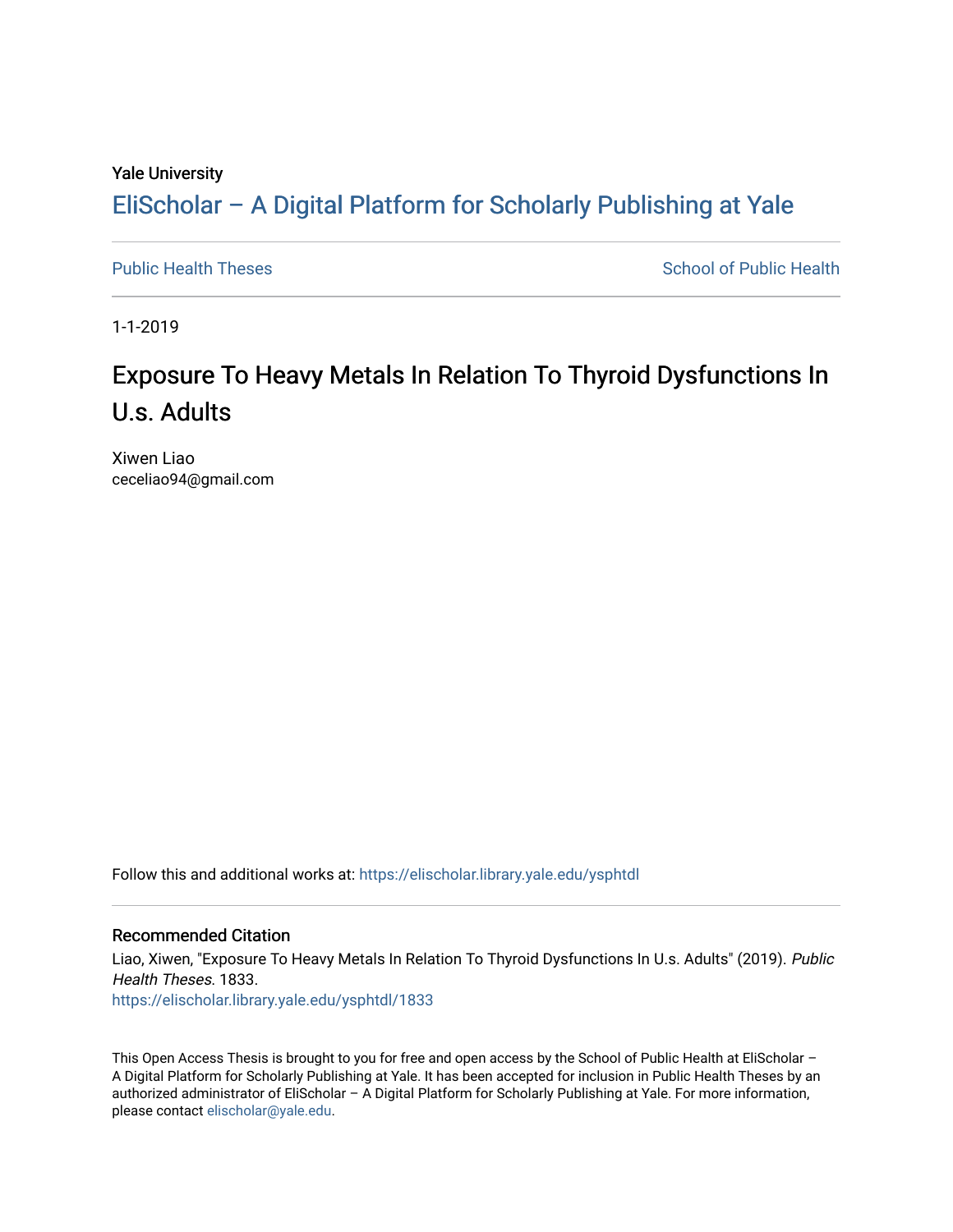Yale University

# EliScholar – A Digital Platform for Scholarly Publishing at Yale

Public Health Theses | School of Public Health

1-1-2019

## Exposure To Heavy Metals In Relation To Thyroid Dysfunctions In U.s. Adults

Xiwen Liao
ceceliao94@gmail.com

Follow this and additional works at: https://elischolar.library.yale.edu/ysphtdl

### Recommended Citation

Liao, Xiwen, "Exposure To Heavy Metals In Relation To Thyroid Dysfunctions In U.s. Adults" (2019). *Public Health Theses*. 1833.
https://elischolar.library.yale.edu/ysphtdl/1833

This Open Access Thesis is brought to you for free and open access by the School of Public Health at EliScholar – A Digital Platform for Scholarly Publishing at Yale. It has been accepted for inclusion in Public Health Theses by an authorized administrator of EliScholar – A Digital Platform for Scholarly Publishing at Yale. For more information, please contact elischolar@yale.edu.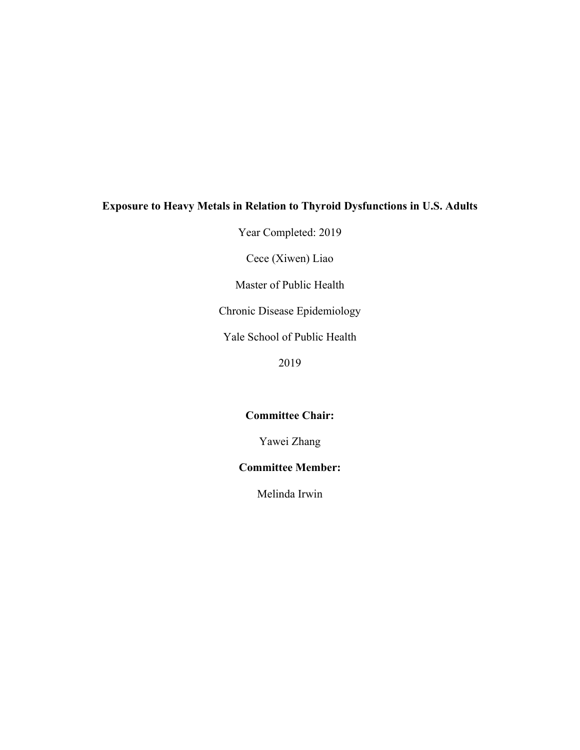**Exposure to Heavy Metals in Relation to Thyroid Dysfunctions in U.S. Adults**

Year Completed: 2019

Cece (Xiwen) Liao

Master of Public Health

Chronic Disease Epidemiology

Yale School of Public Health

2019

**Committee Chair:**

Yawei Zhang

**Committee Member:**

Melinda Irwin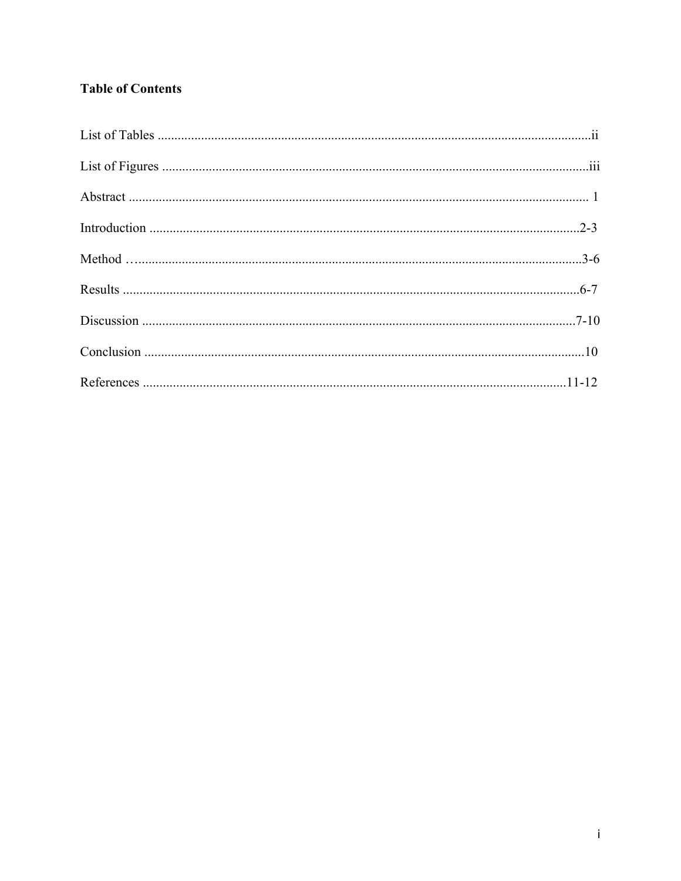**Table of Contents**

List of Tables ..................................................................................................................................ii

List of Figures ................................................................................................................................iii

Abstract ......................................................................................................................................... 1

Introduction .................................................................................................................................2-3

Method …......................................................................................................................................3-6

Results .........................................................................................................................................6-7

Discussion .................................................................................................................................7-10

Conclusion ...................................................................................................................................10

References ...............................................................................................................................11-12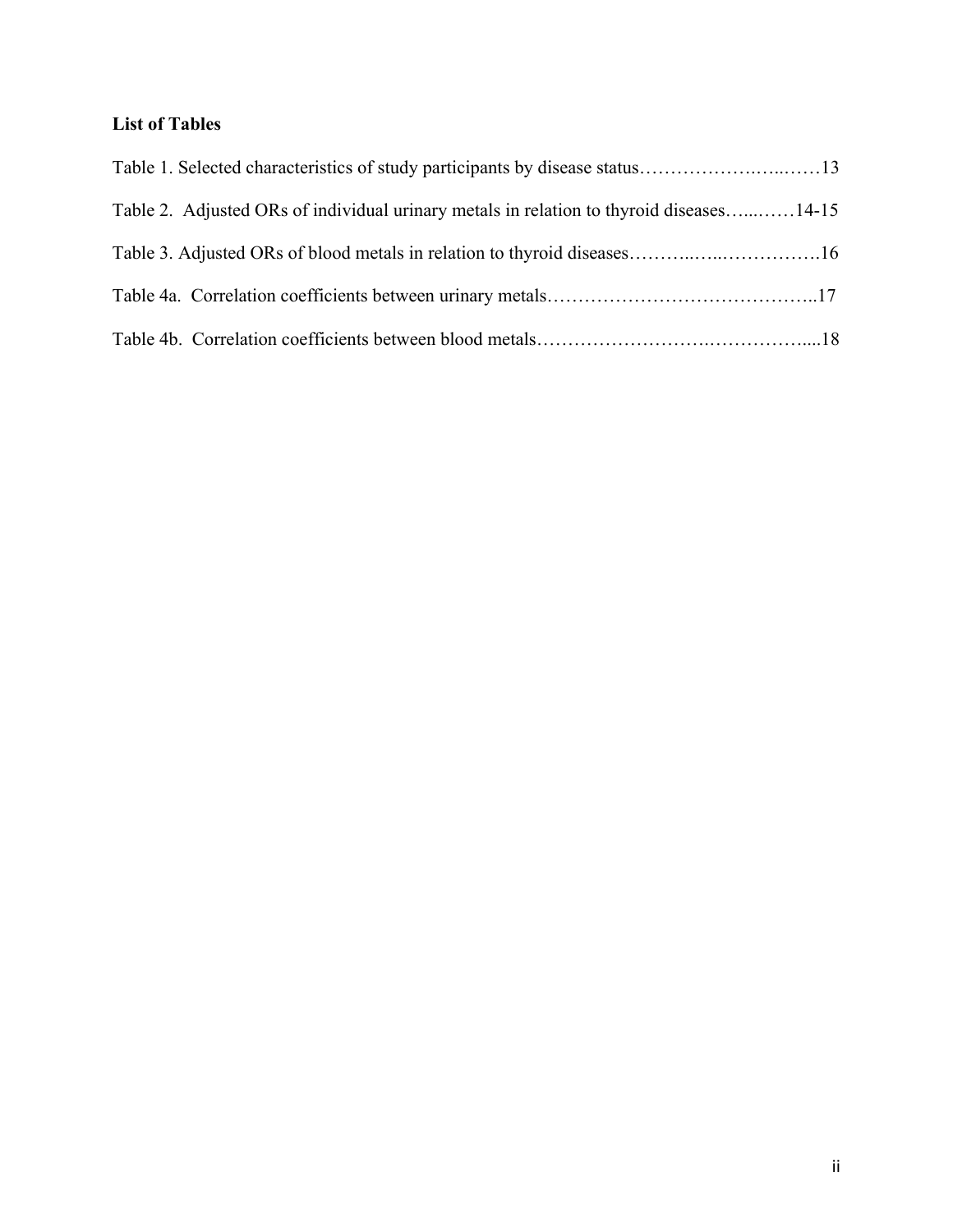**List of Tables**

Table 1. Selected characteristics of study participants by disease status……………….…...……13

Table 2. Adjusted ORs of individual urinary metals in relation to thyroid diseases…...……14-15

Table 3. Adjusted ORs of blood metals in relation to thyroid diseases………..…..…………….16

Table 4a. Correlation coefficients between urinary metals……………………………………..17

Table 4b. Correlation coefficients between blood metals…………………….……………....18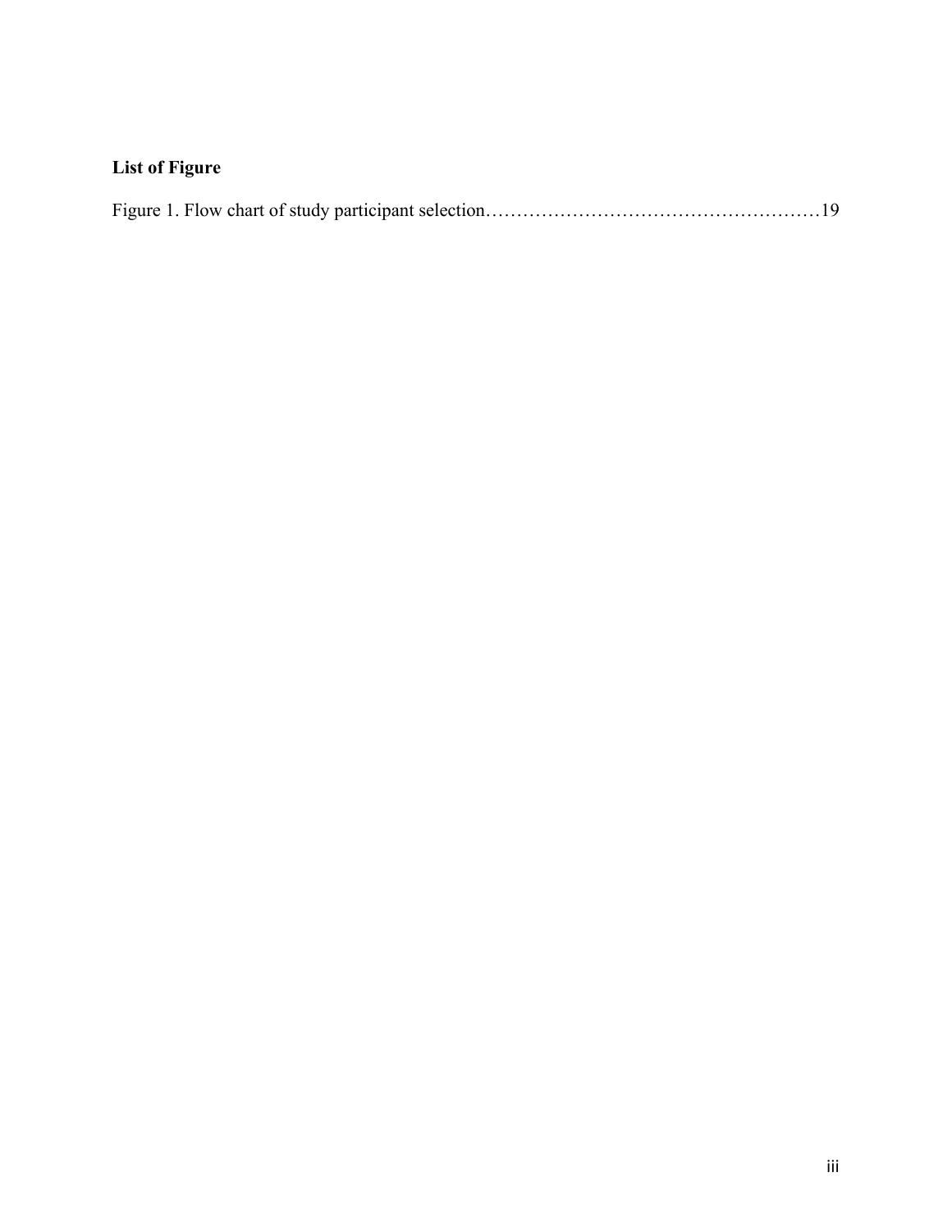**List of Figure**

Figure 1. Flow chart of study participant selection……………………………………………19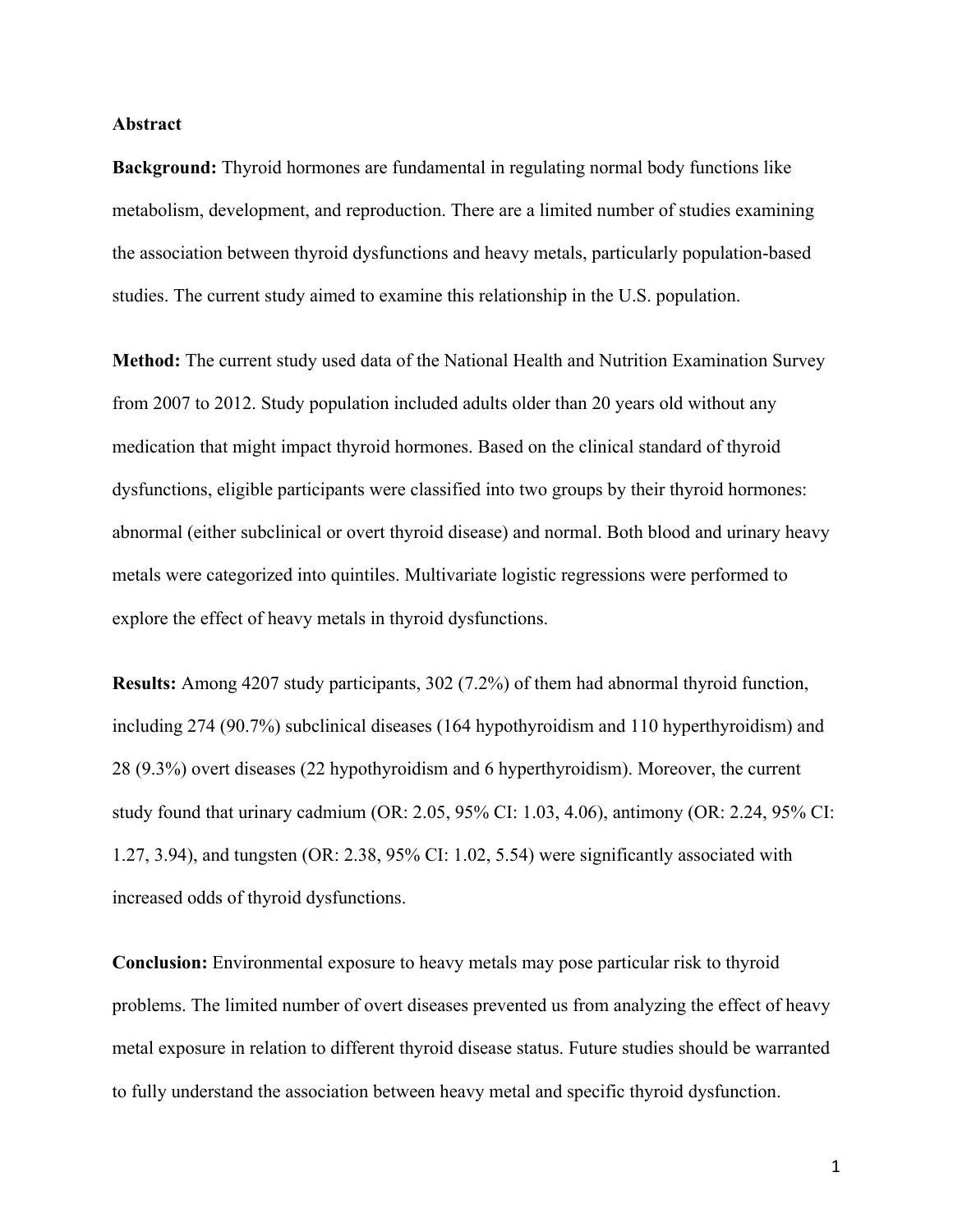**Abstract**

**Background:** Thyroid hormones are fundamental in regulating normal body functions like metabolism, development, and reproduction. There are a limited number of studies examining the association between thyroid dysfunctions and heavy metals, particularly population-based studies. The current study aimed to examine this relationship in the U.S. population.

**Method:** The current study used data of the National Health and Nutrition Examination Survey from 2007 to 2012. Study population included adults older than 20 years old without any medication that might impact thyroid hormones. Based on the clinical standard of thyroid dysfunctions, eligible participants were classified into two groups by their thyroid hormones: abnormal (either subclinical or overt thyroid disease) and normal. Both blood and urinary heavy metals were categorized into quintiles. Multivariate logistic regressions were performed to explore the effect of heavy metals in thyroid dysfunctions.

**Results:** Among 4207 study participants, 302 (7.2%) of them had abnormal thyroid function, including 274 (90.7%) subclinical diseases (164 hypothyroidism and 110 hyperthyroidism) and 28 (9.3%) overt diseases (22 hypothyroidism and 6 hyperthyroidism). Moreover, the current study found that urinary cadmium (OR: 2.05, 95% CI: 1.03, 4.06), antimony (OR: 2.24, 95% CI: 1.27, 3.94), and tungsten (OR: 2.38, 95% CI: 1.02, 5.54) were significantly associated with increased odds of thyroid dysfunctions.

**Conclusion:** Environmental exposure to heavy metals may pose particular risk to thyroid problems. The limited number of overt diseases prevented us from analyzing the effect of heavy metal exposure in relation to different thyroid disease status. Future studies should be warranted to fully understand the association between heavy metal and specific thyroid dysfunction.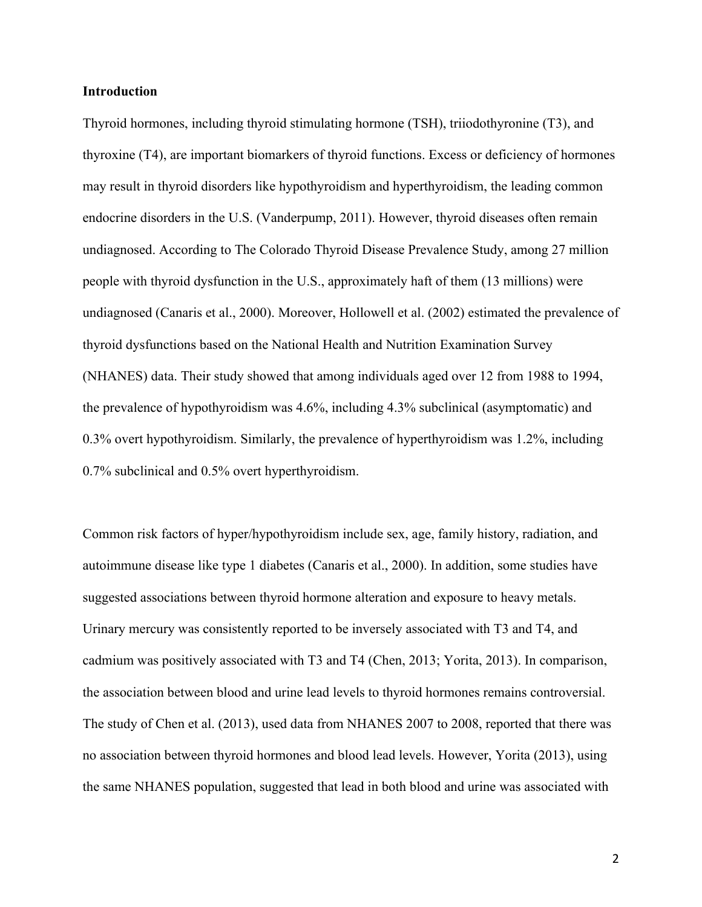## Introduction

Thyroid hormones, including thyroid stimulating hormone (TSH), triiodothyronine (T3), and thyroxine (T4), are important biomarkers of thyroid functions. Excess or deficiency of hormones may result in thyroid disorders like hypothyroidism and hyperthyroidism, the leading common endocrine disorders in the U.S. (Vanderpump, 2011). However, thyroid diseases often remain undiagnosed. According to The Colorado Thyroid Disease Prevalence Study, among 27 million people with thyroid dysfunction in the U.S., approximately haft of them (13 millions) were undiagnosed (Canaris et al., 2000). Moreover, Hollowell et al. (2002) estimated the prevalence of thyroid dysfunctions based on the National Health and Nutrition Examination Survey (NHANES) data. Their study showed that among individuals aged over 12 from 1988 to 1994, the prevalence of hypothyroidism was 4.6%, including 4.3% subclinical (asymptomatic) and 0.3% overt hypothyroidism. Similarly, the prevalence of hyperthyroidism was 1.2%, including 0.7% subclinical and 0.5% overt hyperthyroidism.

Common risk factors of hyper/hypothyroidism include sex, age, family history, radiation, and autoimmune disease like type 1 diabetes (Canaris et al., 2000). In addition, some studies have suggested associations between thyroid hormone alteration and exposure to heavy metals. Urinary mercury was consistently reported to be inversely associated with T3 and T4, and cadmium was positively associated with T3 and T4 (Chen, 2013; Yorita, 2013). In comparison, the association between blood and urine lead levels to thyroid hormones remains controversial. The study of Chen et al. (2013), used data from NHANES 2007 to 2008, reported that there was no association between thyroid hormones and blood lead levels. However, Yorita (2013), using the same NHANES population, suggested that lead in both blood and urine was associated with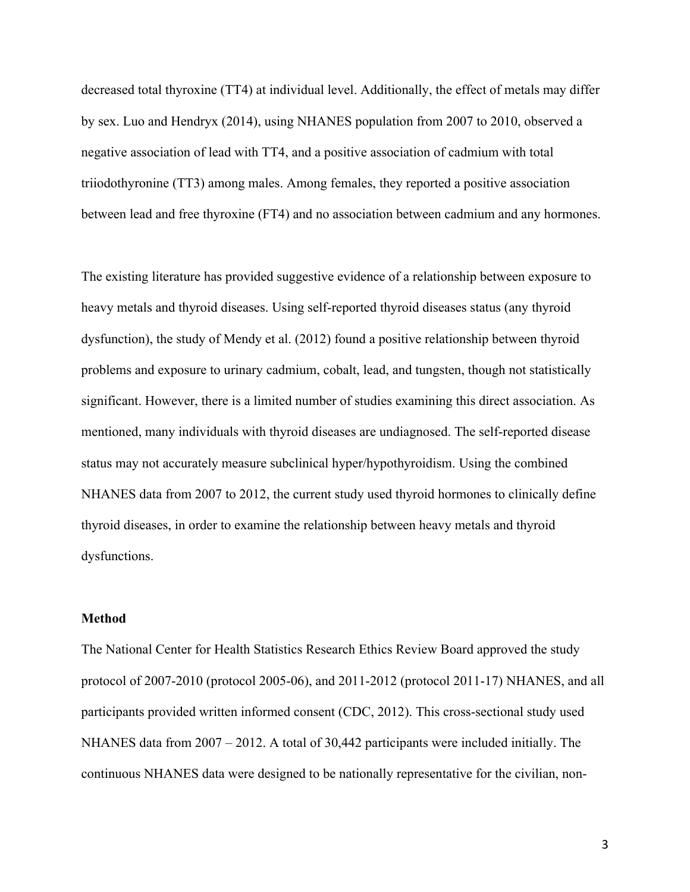decreased total thyroxine (TT4) at individual level. Additionally, the effect of metals may differ by sex. Luo and Hendryx (2014), using NHANES population from 2007 to 2010, observed a negative association of lead with TT4, and a positive association of cadmium with total triiodothyronine (TT3) among males. Among females, they reported a positive association between lead and free thyroxine (FT4) and no association between cadmium and any hormones.

The existing literature has provided suggestive evidence of a relationship between exposure to heavy metals and thyroid diseases. Using self-reported thyroid diseases status (any thyroid dysfunction), the study of Mendy et al. (2012) found a positive relationship between thyroid problems and exposure to urinary cadmium, cobalt, lead, and tungsten, though not statistically significant. However, there is a limited number of studies examining this direct association. As mentioned, many individuals with thyroid diseases are undiagnosed. The self-reported disease status may not accurately measure subclinical hyper/hypothyroidism. Using the combined NHANES data from 2007 to 2012, the current study used thyroid hormones to clinically define thyroid diseases, in order to examine the relationship between heavy metals and thyroid dysfunctions.

**Method**

The National Center for Health Statistics Research Ethics Review Board approved the study protocol of 2007-2010 (protocol 2005-06), and 2011-2012 (protocol 2011-17) NHANES, and all participants provided written informed consent (CDC, 2012). This cross-sectional study used NHANES data from 2007 – 2012. A total of 30,442 participants were included initially. The continuous NHANES data were designed to be nationally representative for the civilian, non-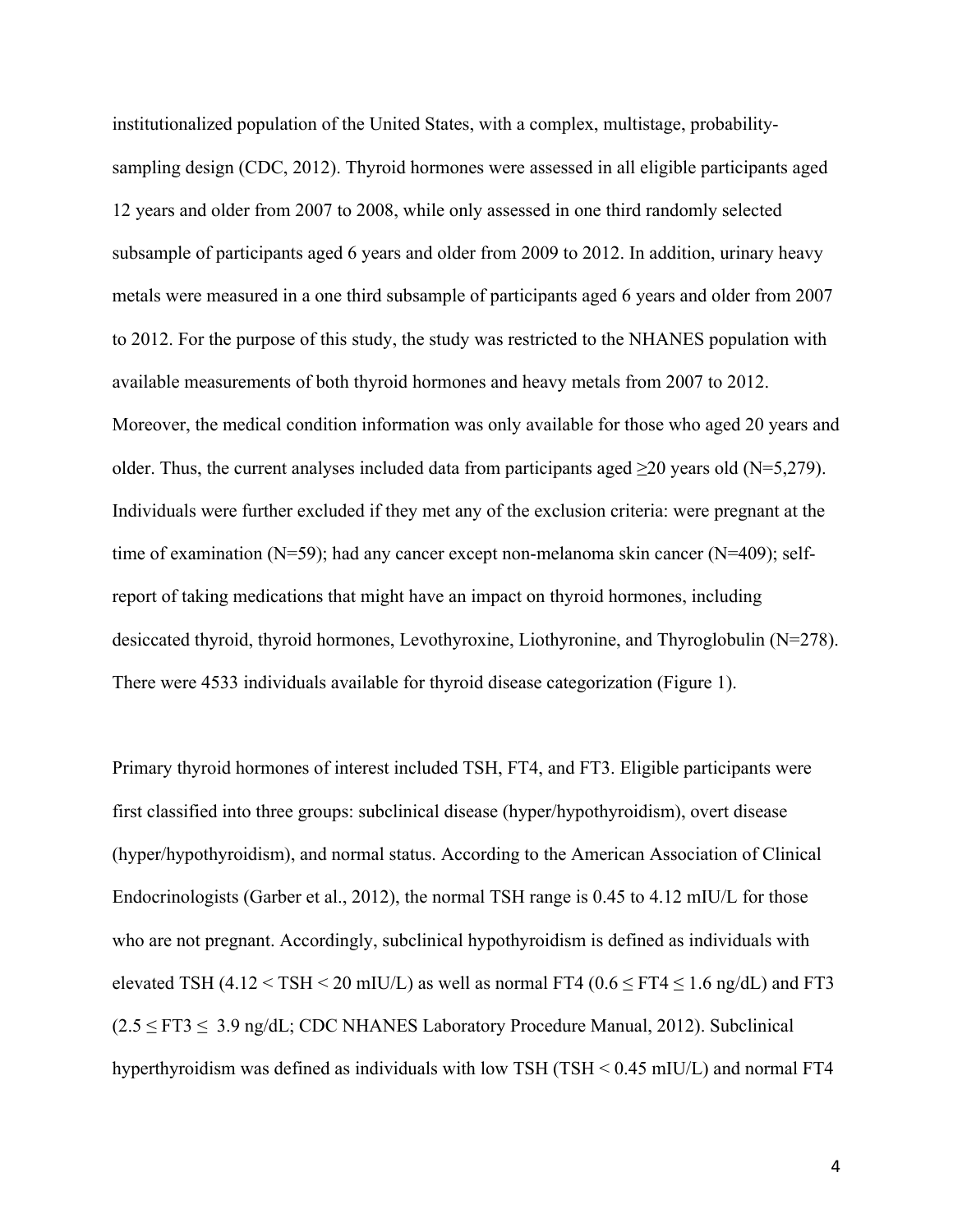institutionalized population of the United States, with a complex, multistage, probability-sampling design (CDC, 2012). Thyroid hormones were assessed in all eligible participants aged 12 years and older from 2007 to 2008, while only assessed in one third randomly selected subsample of participants aged 6 years and older from 2009 to 2012. In addition, urinary heavy metals were measured in a one third subsample of participants aged 6 years and older from 2007 to 2012. For the purpose of this study, the study was restricted to the NHANES population with available measurements of both thyroid hormones and heavy metals from 2007 to 2012. Moreover, the medical condition information was only available for those who aged 20 years and older. Thus, the current analyses included data from participants aged ≥20 years old (N=5,279). Individuals were further excluded if they met any of the exclusion criteria: were pregnant at the time of examination (N=59); had any cancer except non-melanoma skin cancer (N=409); self-report of taking medications that might have an impact on thyroid hormones, including desiccated thyroid, thyroid hormones, Levothyroxine, Liothyronine, and Thyroglobulin (N=278). There were 4533 individuals available for thyroid disease categorization (Figure 1).

Primary thyroid hormones of interest included TSH, FT4, and FT3. Eligible participants were first classified into three groups: subclinical disease (hyper/hypothyroidism), overt disease (hyper/hypothyroidism), and normal status. According to the American Association of Clinical Endocrinologists (Garber et al., 2012), the normal TSH range is 0.45 to 4.12 mIU/L for those who are not pregnant. Accordingly, subclinical hypothyroidism is defined as individuals with elevated TSH ($4.12 < \text{TSH} < 20$ mIU/L) as well as normal FT4 ($0.6 \leq \text{FT4} \leq 1.6$ ng/dL) and FT3 ($2.5 \leq \text{FT3} \leq 3.9$ ng/dL; CDC NHANES Laboratory Procedure Manual, 2012). Subclinical hyperthyroidism was defined as individuals with low TSH ($\text{TSH} < 0.45$ mIU/L) and normal FT4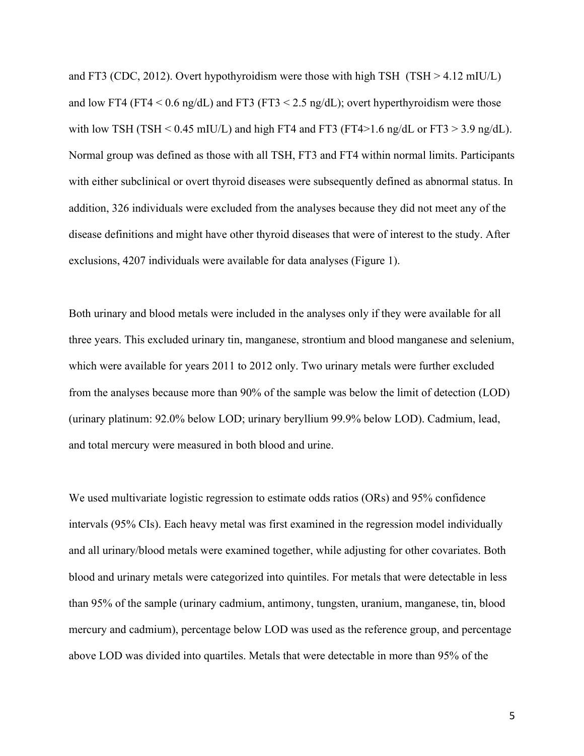and FT3 (CDC, 2012). Overt hypothyroidism were those with high TSH (TSH > 4.12 mIU/L) and low FT4 (FT4 < 0.6 ng/dL) and FT3 (FT3 < 2.5 ng/dL); overt hyperthyroidism were those with low TSH (TSH < 0.45 mIU/L) and high FT4 and FT3 (FT4>1.6 ng/dL or FT3 > 3.9 ng/dL). Normal group was defined as those with all TSH, FT3 and FT4 within normal limits. Participants with either subclinical or overt thyroid diseases were subsequently defined as abnormal status. In addition, 326 individuals were excluded from the analyses because they did not meet any of the disease definitions and might have other thyroid diseases that were of interest to the study. After exclusions, 4207 individuals were available for data analyses (Figure 1).

Both urinary and blood metals were included in the analyses only if they were available for all three years. This excluded urinary tin, manganese, strontium and blood manganese and selenium, which were available for years 2011 to 2012 only. Two urinary metals were further excluded from the analyses because more than 90% of the sample was below the limit of detection (LOD) (urinary platinum: 92.0% below LOD; urinary beryllium 99.9% below LOD). Cadmium, lead, and total mercury were measured in both blood and urine.

We used multivariate logistic regression to estimate odds ratios (ORs) and 95% confidence intervals (95% CIs). Each heavy metal was first examined in the regression model individually and all urinary/blood metals were examined together, while adjusting for other covariates. Both blood and urinary metals were categorized into quintiles. For metals that were detectable in less than 95% of the sample (urinary cadmium, antimony, tungsten, uranium, manganese, tin, blood mercury and cadmium), percentage below LOD was used as the reference group, and percentage above LOD was divided into quartiles. Metals that were detectable in more than 95% of the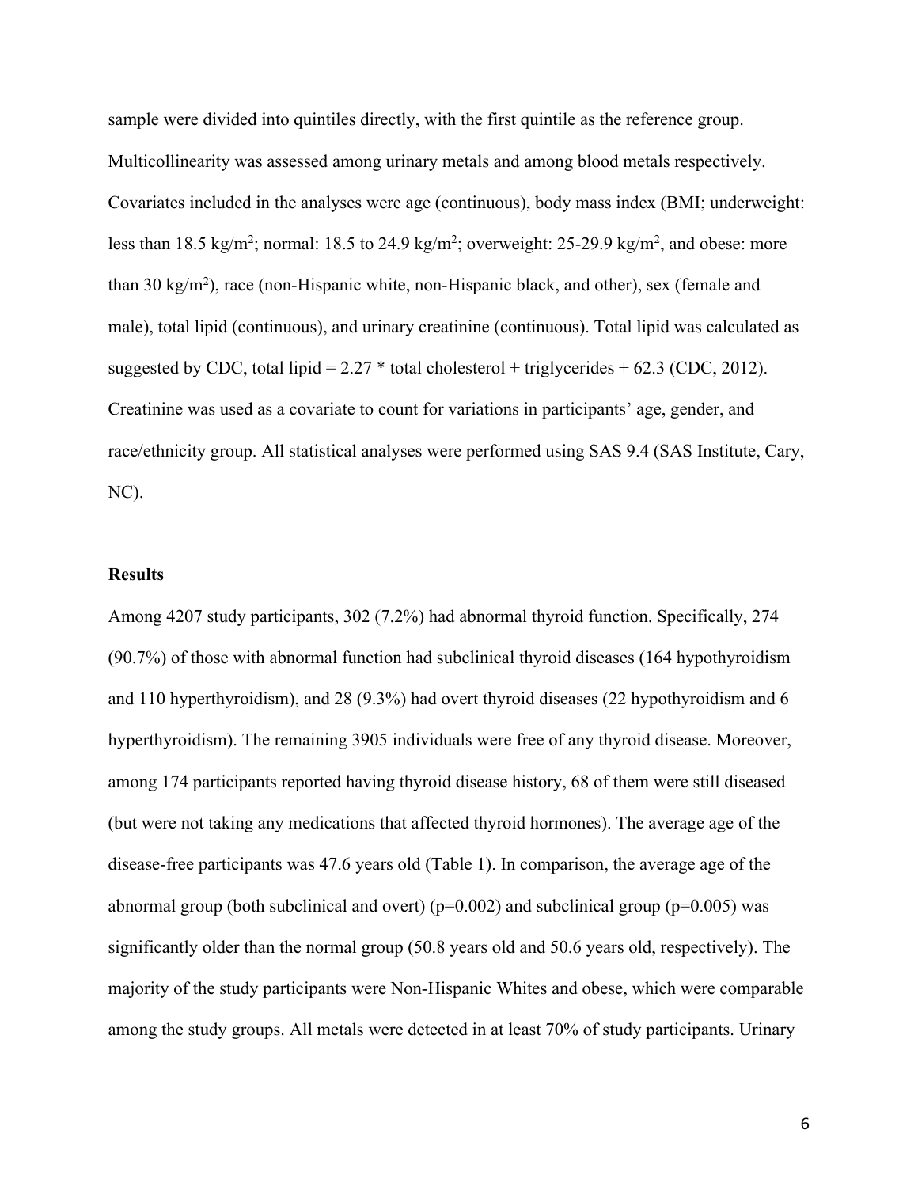sample were divided into quintiles directly, with the first quintile as the reference group. Multicollinearity was assessed among urinary metals and among blood metals respectively. Covariates included in the analyses were age (continuous), body mass index (BMI; underweight: less than 18.5 kg/m$^2$; normal: 18.5 to 24.9 kg/m$^2$; overweight: 25-29.9 kg/m$^2$, and obese: more than 30 kg/m$^2$), race (non-Hispanic white, non-Hispanic black, and other), sex (female and male), total lipid (continuous), and urinary creatinine (continuous). Total lipid was calculated as suggested by CDC, total lipid = 2.27 * total cholesterol + triglycerides + 62.3 (CDC, 2012). Creatinine was used as a covariate to count for variations in participants' age, gender, and race/ethnicity group. All statistical analyses were performed using SAS 9.4 (SAS Institute, Cary, NC).

## Results

Among 4207 study participants, 302 (7.2%) had abnormal thyroid function. Specifically, 274 (90.7%) of those with abnormal function had subclinical thyroid diseases (164 hypothyroidism and 110 hyperthyroidism), and 28 (9.3%) had overt thyroid diseases (22 hypothyroidism and 6 hyperthyroidism). The remaining 3905 individuals were free of any thyroid disease. Moreover, among 174 participants reported having thyroid disease history, 68 of them were still diseased (but were not taking any medications that affected thyroid hormones). The average age of the disease-free participants was 47.6 years old (Table 1). In comparison, the average age of the abnormal group (both subclinical and overt) ($p=0.002$) and subclinical group ($p=0.005$) was significantly older than the normal group (50.8 years old and 50.6 years old, respectively). The majority of the study participants were Non-Hispanic Whites and obese, which were comparable among the study groups. All metals were detected in at least 70% of study participants. Urinary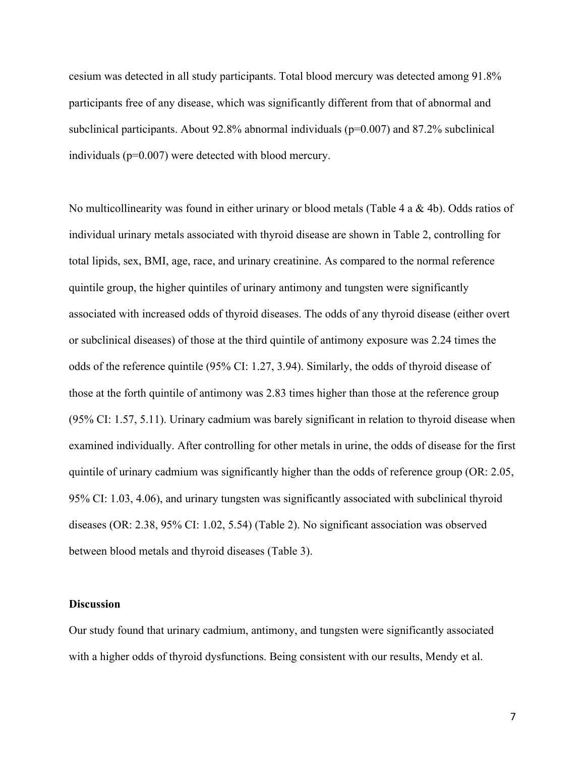cesium was detected in all study participants. Total blood mercury was detected among 91.8% participants free of any disease, which was significantly different from that of abnormal and subclinical participants. About 92.8% abnormal individuals (p=0.007) and 87.2% subclinical individuals (p=0.007) were detected with blood mercury.

No multicollinearity was found in either urinary or blood metals (Table 4 a & 4b). Odds ratios of individual urinary metals associated with thyroid disease are shown in Table 2, controlling for total lipids, sex, BMI, age, race, and urinary creatinine. As compared to the normal reference quintile group, the higher quintiles of urinary antimony and tungsten were significantly associated with increased odds of thyroid diseases. The odds of any thyroid disease (either overt or subclinical diseases) of those at the third quintile of antimony exposure was 2.24 times the odds of the reference quintile (95% CI: 1.27, 3.94). Similarly, the odds of thyroid disease of those at the forth quintile of antimony was 2.83 times higher than those at the reference group (95% CI: 1.57, 5.11). Urinary cadmium was barely significant in relation to thyroid disease when examined individually. After controlling for other metals in urine, the odds of disease for the first quintile of urinary cadmium was significantly higher than the odds of reference group (OR: 2.05, 95% CI: 1.03, 4.06), and urinary tungsten was significantly associated with subclinical thyroid diseases (OR: 2.38, 95% CI: 1.02, 5.54) (Table 2). No significant association was observed between blood metals and thyroid diseases (Table 3).

## Discussion

Our study found that urinary cadmium, antimony, and tungsten were significantly associated with a higher odds of thyroid dysfunctions. Being consistent with our results, Mendy et al.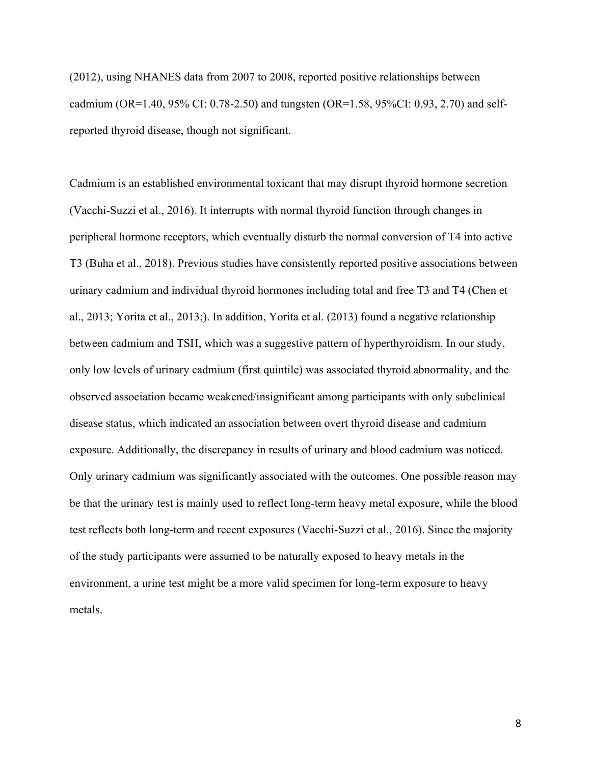(2012), using NHANES data from 2007 to 2008, reported positive relationships between cadmium (OR=1.40, 95% CI: 0.78-2.50) and tungsten (OR=1.58, 95%CI: 0.93, 2.70) and self-reported thyroid disease, though not significant.

Cadmium is an established environmental toxicant that may disrupt thyroid hormone secretion (Vacchi-Suzzi et al., 2016). It interrupts with normal thyroid function through changes in peripheral hormone receptors, which eventually disturb the normal conversion of T4 into active T3 (Buha et al., 2018). Previous studies have consistently reported positive associations between urinary cadmium and individual thyroid hormones including total and free T3 and T4 (Chen et al., 2013; Yorita et al., 2013;). In addition, Yorita et al. (2013) found a negative relationship between cadmium and TSH, which was a suggestive pattern of hyperthyroidism. In our study, only low levels of urinary cadmium (first quintile) was associated thyroid abnormality, and the observed association became weakened/insignificant among participants with only subclinical disease status, which indicated an association between overt thyroid disease and cadmium exposure. Additionally, the discrepancy in results of urinary and blood cadmium was noticed. Only urinary cadmium was significantly associated with the outcomes. One possible reason may be that the urinary test is mainly used to reflect long-term heavy metal exposure, while the blood test reflects both long-term and recent exposures (Vacchi-Suzzi et al., 2016). Since the majority of the study participants were assumed to be naturally exposed to heavy metals in the environment, a urine test might be a more valid specimen for long-term exposure to heavy metals.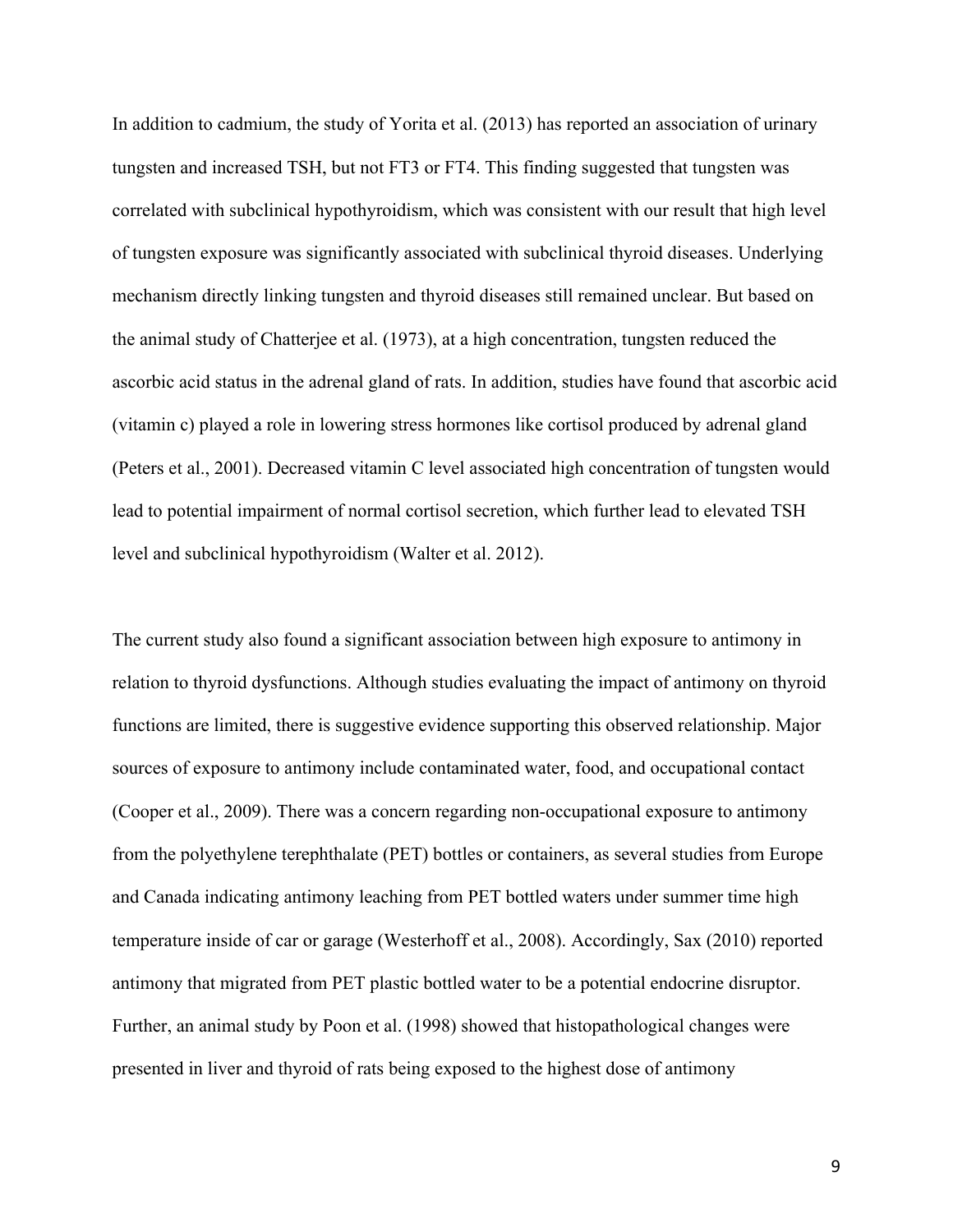In addition to cadmium, the study of Yorita et al. (2013) has reported an association of urinary tungsten and increased TSH, but not FT3 or FT4. This finding suggested that tungsten was correlated with subclinical hypothyroidism, which was consistent with our result that high level of tungsten exposure was significantly associated with subclinical thyroid diseases. Underlying mechanism directly linking tungsten and thyroid diseases still remained unclear. But based on the animal study of Chatterjee et al. (1973), at a high concentration, tungsten reduced the ascorbic acid status in the adrenal gland of rats. In addition, studies have found that ascorbic acid (vitamin c) played a role in lowering stress hormones like cortisol produced by adrenal gland (Peters et al., 2001). Decreased vitamin C level associated high concentration of tungsten would lead to potential impairment of normal cortisol secretion, which further lead to elevated TSH level and subclinical hypothyroidism (Walter et al. 2012).

The current study also found a significant association between high exposure to antimony in relation to thyroid dysfunctions. Although studies evaluating the impact of antimony on thyroid functions are limited, there is suggestive evidence supporting this observed relationship. Major sources of exposure to antimony include contaminated water, food, and occupational contact (Cooper et al., 2009). There was a concern regarding non-occupational exposure to antimony from the polyethylene terephthalate (PET) bottles or containers, as several studies from Europe and Canada indicating antimony leaching from PET bottled waters under summer time high temperature inside of car or garage (Westerhoff et al., 2008). Accordingly, Sax (2010) reported antimony that migrated from PET plastic bottled water to be a potential endocrine disruptor. Further, an animal study by Poon et al. (1998) showed that histopathological changes were presented in liver and thyroid of rats being exposed to the highest dose of antimony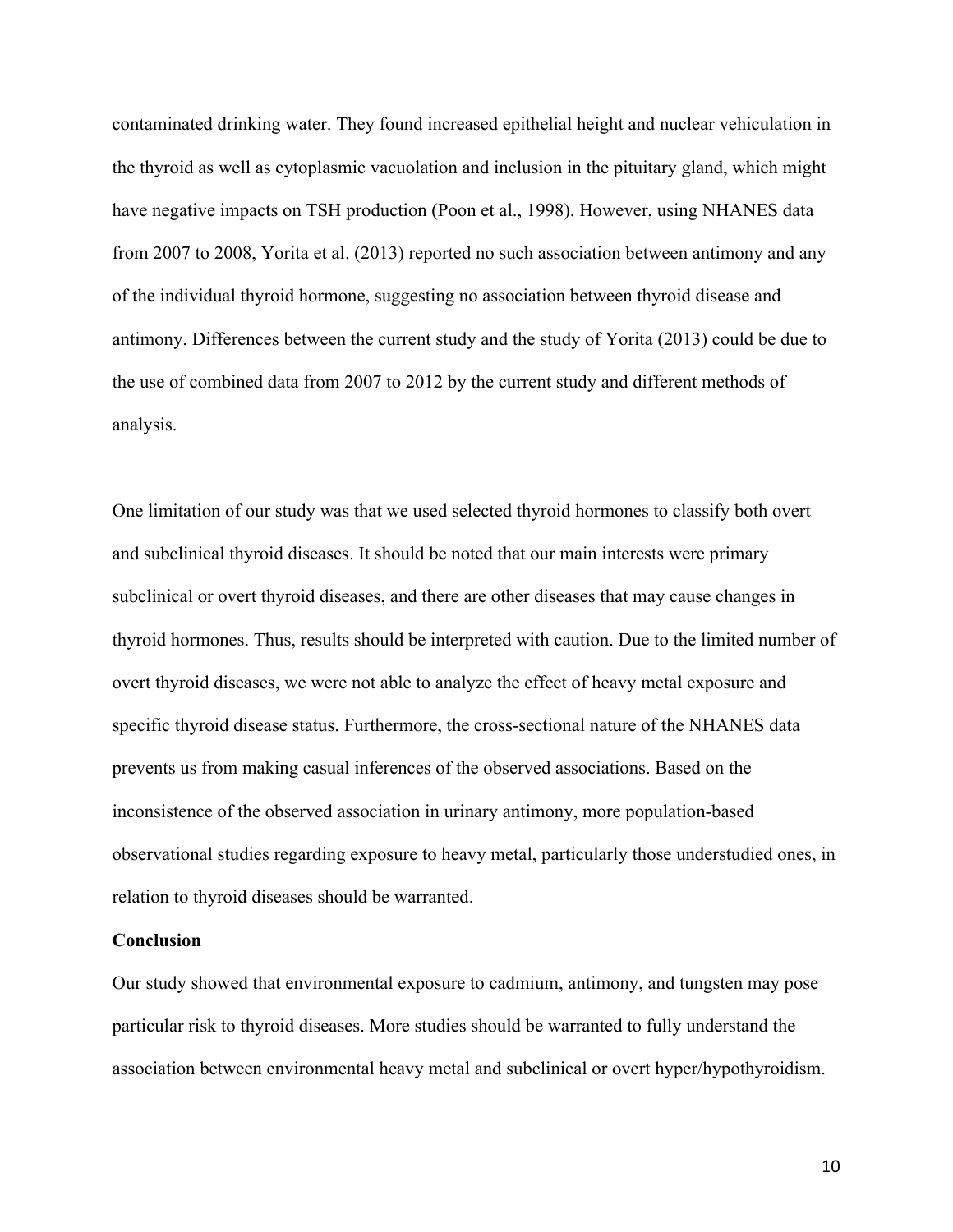contaminated drinking water. They found increased epithelial height and nuclear vehiculation in the thyroid as well as cytoplasmic vacuolation and inclusion in the pituitary gland, which might have negative impacts on TSH production (Poon et al., 1998). However, using NHANES data from 2007 to 2008, Yorita et al. (2013) reported no such association between antimony and any of the individual thyroid hormone, suggesting no association between thyroid disease and antimony. Differences between the current study and the study of Yorita (2013) could be due to the use of combined data from 2007 to 2012 by the current study and different methods of analysis.

One limitation of our study was that we used selected thyroid hormones to classify both overt and subclinical thyroid diseases. It should be noted that our main interests were primary subclinical or overt thyroid diseases, and there are other diseases that may cause changes in thyroid hormones. Thus, results should be interpreted with caution. Due to the limited number of overt thyroid diseases, we were not able to analyze the effect of heavy metal exposure and specific thyroid disease status. Furthermore, the cross-sectional nature of the NHANES data prevents us from making casual inferences of the observed associations. Based on the inconsistence of the observed association in urinary antimony, more population-based observational studies regarding exposure to heavy metal, particularly those understudied ones, in relation to thyroid diseases should be warranted.

**Conclusion**

Our study showed that environmental exposure to cadmium, antimony, and tungsten may pose particular risk to thyroid diseases. More studies should be warranted to fully understand the association between environmental heavy metal and subclinical or overt hyper/hypothyroidism.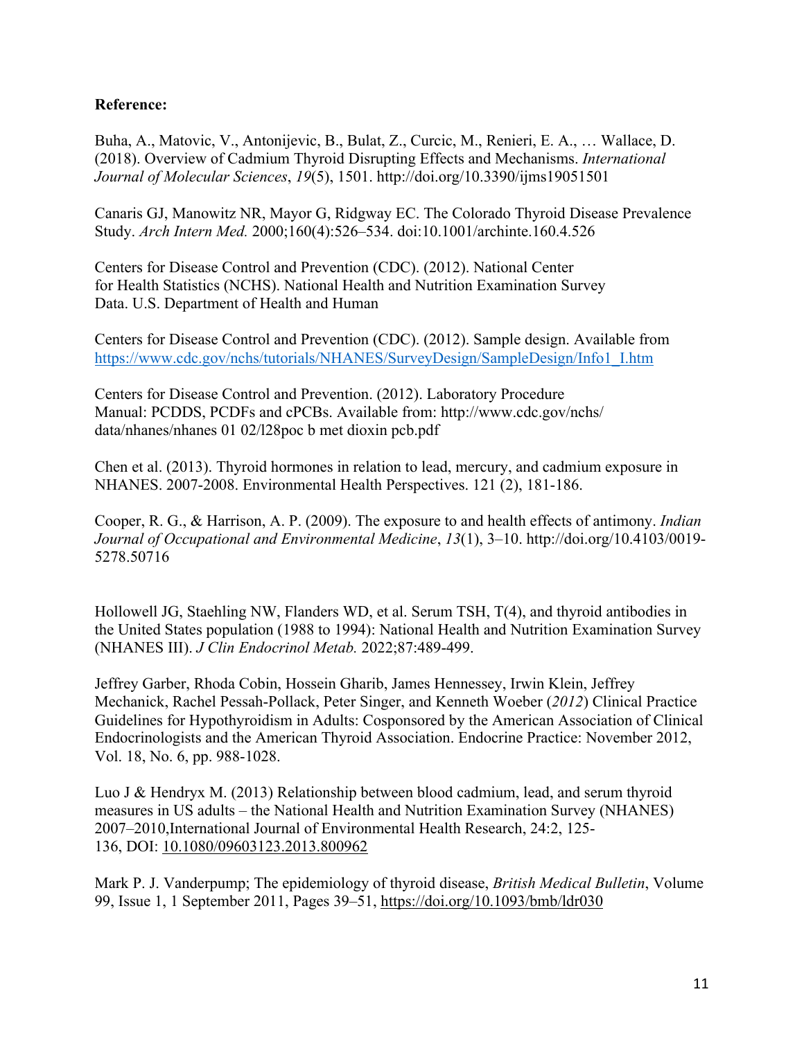**Reference:**

Buha, A., Matovic, V., Antonijevic, B., Bulat, Z., Curcic, M., Renieri, E. A., … Wallace, D. (2018). Overview of Cadmium Thyroid Disrupting Effects and Mechanisms. *International Journal of Molecular Sciences*, *19*(5), 1501. http://doi.org/10.3390/ijms19051501

Canaris GJ, Manowitz NR, Mayor G, Ridgway EC. The Colorado Thyroid Disease Prevalence Study. *Arch Intern Med.* 2000;160(4):526–534. doi:10.1001/archinte.160.4.526

Centers for Disease Control and Prevention (CDC). (2012). National Center for Health Statistics (NCHS). National Health and Nutrition Examination Survey Data. U.S. Department of Health and Human

Centers for Disease Control and Prevention (CDC). (2012). Sample design. Available from https://www.cdc.gov/nchs/tutorials/NHANES/SurveyDesign/SampleDesign/Info1_I.htm

Centers for Disease Control and Prevention. (2012). Laboratory Procedure Manual: PCDDS, PCDFs and cPCBs. Available from: http://www.cdc.gov/nchs/ data/nhanes/nhanes 01 02/l28poc b met dioxin pcb.pdf

Chen et al. (2013). Thyroid hormones in relation to lead, mercury, and cadmium exposure in NHANES. 2007-2008. Environmental Health Perspectives. 121 (2), 181-186.

Cooper, R. G., & Harrison, A. P. (2009). The exposure to and health effects of antimony. *Indian Journal of Occupational and Environmental Medicine*, *13*(1), 3–10. http://doi.org/10.4103/0019-5278.50716

Hollowell JG, Staehling NW, Flanders WD, et al. Serum TSH, T(4), and thyroid antibodies in the United States population (1988 to 1994): National Health and Nutrition Examination Survey (NHANES III). *J Clin Endocrinol Metab.* 2022;87:489-499.

Jeffrey Garber, Rhoda Cobin, Hossein Gharib, James Hennessey, Irwin Klein, Jeffrey Mechanick, Rachel Pessah-Pollack, Peter Singer, and Kenneth Woeber (*2012*) Clinical Practice Guidelines for Hypothyroidism in Adults: Cosponsored by the American Association of Clinical Endocrinologists and the American Thyroid Association. Endocrine Practice: November 2012, Vol. 18, No. 6, pp. 988-1028.

Luo J & Hendryx M. (2013) Relationship between blood cadmium, lead, and serum thyroid measures in US adults – the National Health and Nutrition Examination Survey (NHANES) 2007–2010,International Journal of Environmental Health Research, 24:2, 125-136, DOI: 10.1080/09603123.2013.800962

Mark P. J. Vanderpump; The epidemiology of thyroid disease, *British Medical Bulletin*, Volume 99, Issue 1, 1 September 2011, Pages 39–51, https://doi.org/10.1093/bmb/ldr030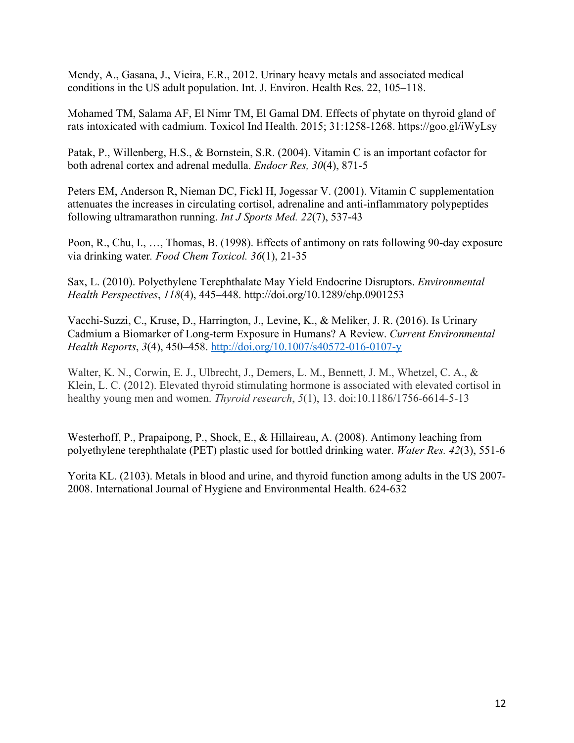Mendy, A., Gasana, J., Vieira, E.R., 2012. Urinary heavy metals and associated medical conditions in the US adult population. Int. J. Environ. Health Res. 22, 105–118.

Mohamed TM, Salama AF, El Nimr TM, El Gamal DM. Effects of phytate on thyroid gland of rats intoxicated with cadmium. Toxicol Ind Health. 2015; 31:1258-1268. https://goo.gl/iWyLsy

Patak, P., Willenberg, H.S., & Bornstein, S.R. (2004). Vitamin C is an important cofactor for both adrenal cortex and adrenal medulla. *Endocr Res, 30*(4), 871-5

Peters EM, Anderson R, Nieman DC, Fickl H, Jogessar V. (2001). Vitamin C supplementation attenuates the increases in circulating cortisol, adrenaline and anti-inflammatory polypeptides following ultramarathon running. *Int J Sports Med. 22*(7), 537-43

Poon, R., Chu, I., …, Thomas, B. (1998). Effects of antimony on rats following 90-day exposure via drinking water. *Food Chem Toxicol. 36*(1), 21-35

Sax, L. (2010). Polyethylene Terephthalate May Yield Endocrine Disruptors. *Environmental Health Perspectives*, *118*(4), 445–448. http://doi.org/10.1289/ehp.0901253

Vacchi-Suzzi, C., Kruse, D., Harrington, J., Levine, K., & Meliker, J. R. (2016). Is Urinary Cadmium a Biomarker of Long-term Exposure in Humans? A Review. *Current Environmental Health Reports*, *3*(4), 450–458. http://doi.org/10.1007/s40572-016-0107-y

Walter, K. N., Corwin, E. J., Ulbrecht, J., Demers, L. M., Bennett, J. M., Whetzel, C. A., & Klein, L. C. (2012). Elevated thyroid stimulating hormone is associated with elevated cortisol in healthy young men and women. *Thyroid research*, *5*(1), 13. doi:10.1186/1756-6614-5-13

Westerhoff, P., Prapaipong, P., Shock, E., & Hillaireau, A. (2008). Antimony leaching from polyethylene terephthalate (PET) plastic used for bottled drinking water. *Water Res. 42*(3), 551-6

Yorita KL. (2103). Metals in blood and urine, and thyroid function among adults in the US 2007-2008. International Journal of Hygiene and Environmental Health. 624-632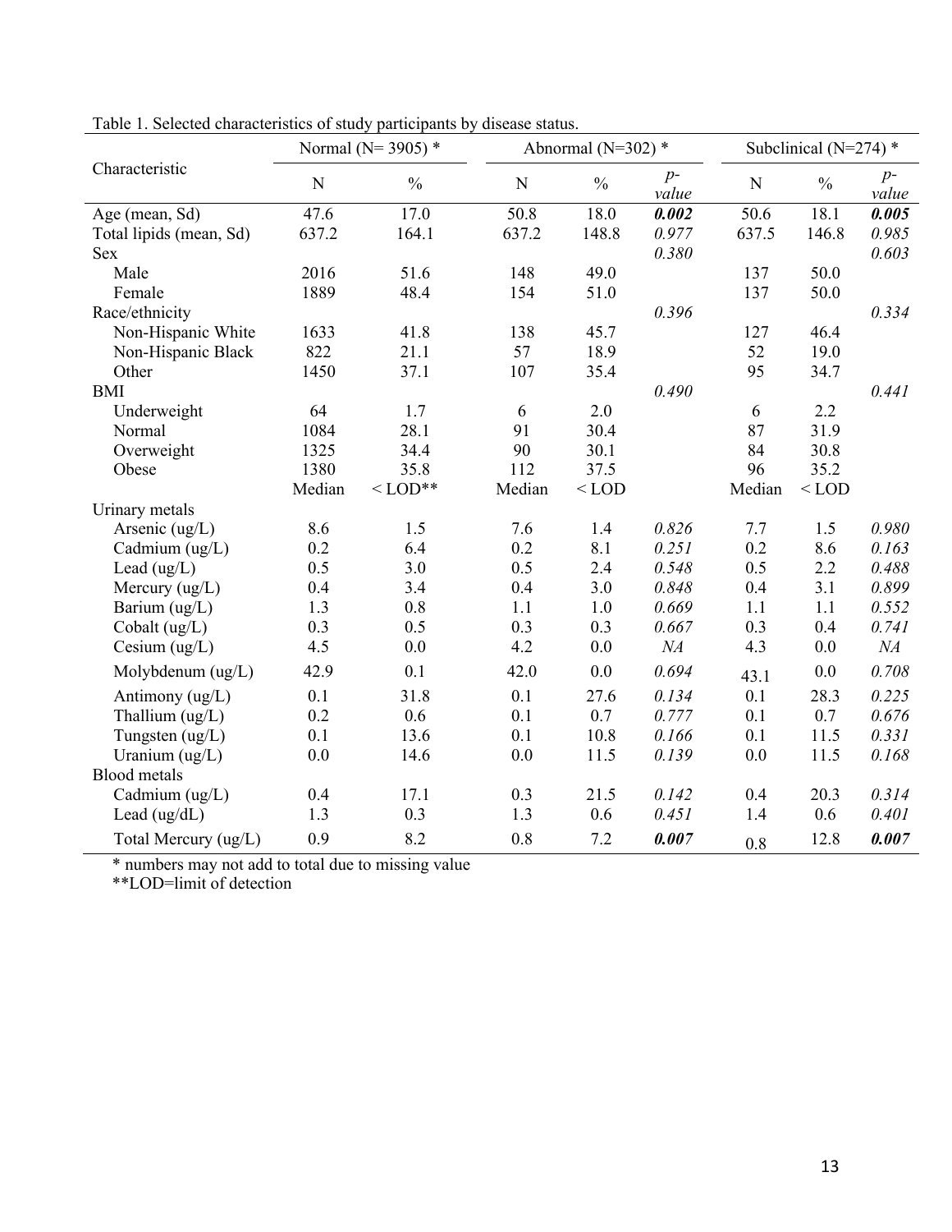Table 1. Selected characteristics of study participants by disease status.

| Characteristic | Normal (N= 3905) * | | Abnormal (N=302) * | | | Subclinical (N=274) * | | |
|---|---|---|---|---|---|---|---|---|
| | N | % | N | % | *p-value* | N | % | *p-value* |
| Age (mean, Sd) | 47.6 | 17.0 | 50.8 | 18.0 | ***0.002*** | 50.6 | 18.1 | ***0.005*** |
| Total lipids (mean, Sd) | 637.2 | 164.1 | 637.2 | 148.8 | *0.977* | 637.5 | 146.8 | *0.985* |
| Sex | | | | | *0.380* | | | *0.603* |
| Male | 2016 | 51.6 | 148 | 49.0 | | 137 | 50.0 | |
| Female | 1889 | 48.4 | 154 | 51.0 | | 137 | 50.0 | |
| Race/ethnicity | | | | | *0.396* | | | *0.334* |
| Non-Hispanic White | 1633 | 41.8 | 138 | 45.7 | | 127 | 46.4 | |
| Non-Hispanic Black | 822 | 21.1 | 57 | 18.9 | | 52 | 19.0 | |
| Other | 1450 | 37.1 | 107 | 35.4 | | 95 | 34.7 | |
| BMI | | | | | *0.490* | | | *0.441* |
| Underweight | 64 | 1.7 | 6 | 2.0 | | 6 | 2.2 | |
| Normal | 1084 | 28.1 | 91 | 30.4 | | 87 | 31.9 | |
| Overweight | 1325 | 34.4 | 90 | 30.1 | | 84 | 30.8 | |
| Obese | 1380 | 35.8 | 112 | 37.5 | | 96 | 35.2 | |
| | Median | < LOD** | Median | < LOD | | Median | < LOD | |
| Urinary metals | | | | | | | | |
| Arsenic (ug/L) | 8.6 | 1.5 | 7.6 | 1.4 | *0.826* | 7.7 | 1.5 | *0.980* |
| Cadmium (ug/L) | 0.2 | 6.4 | 0.2 | 8.1 | *0.251* | 0.2 | 8.6 | *0.163* |
| Lead (ug/L) | 0.5 | 3.0 | 0.5 | 2.4 | *0.548* | 0.5 | 2.2 | *0.488* |
| Mercury (ug/L) | 0.4 | 3.4 | 0.4 | 3.0 | *0.848* | 0.4 | 3.1 | *0.899* |
| Barium (ug/L) | 1.3 | 0.8 | 1.1 | 1.0 | *0.669* | 1.1 | 1.1 | *0.552* |
| Cobalt (ug/L) | 0.3 | 0.5 | 0.3 | 0.3 | *0.667* | 0.3 | 0.4 | *0.741* |
| Cesium (ug/L) | 4.5 | 0.0 | 4.2 | 0.0 | *NA* | 4.3 | 0.0 | *NA* |
| Molybdenum (ug/L) | 42.9 | 0.1 | 42.0 | 0.0 | *0.694* | 43.1 | 0.0 | *0.708* |
| Antimony (ug/L) | 0.1 | 31.8 | 0.1 | 27.6 | *0.134* | 0.1 | 28.3 | *0.225* |
| Thallium (ug/L) | 0.2 | 0.6 | 0.1 | 0.7 | *0.777* | 0.1 | 0.7 | *0.676* |
| Tungsten (ug/L) | 0.1 | 13.6 | 0.1 | 10.8 | *0.166* | 0.1 | 11.5 | *0.331* |
| Uranium (ug/L) | 0.0 | 14.6 | 0.0 | 11.5 | *0.139* | 0.0 | 11.5 | *0.168* |
| Blood metals | | | | | | | | |
| Cadmium (ug/L) | 0.4 | 17.1 | 0.3 | 21.5 | *0.142* | 0.4 | 20.3 | *0.314* |
| Lead (ug/dL) | 1.3 | 0.3 | 1.3 | 0.6 | *0.451* | 1.4 | 0.6 | *0.401* |
| Total Mercury (ug/L) | 0.9 | 8.2 | 0.8 | 7.2 | ***0.007*** | 0.8 | 12.8 | ***0.007*** |

* numbers may not add to total due to missing value

**LOD=limit of detection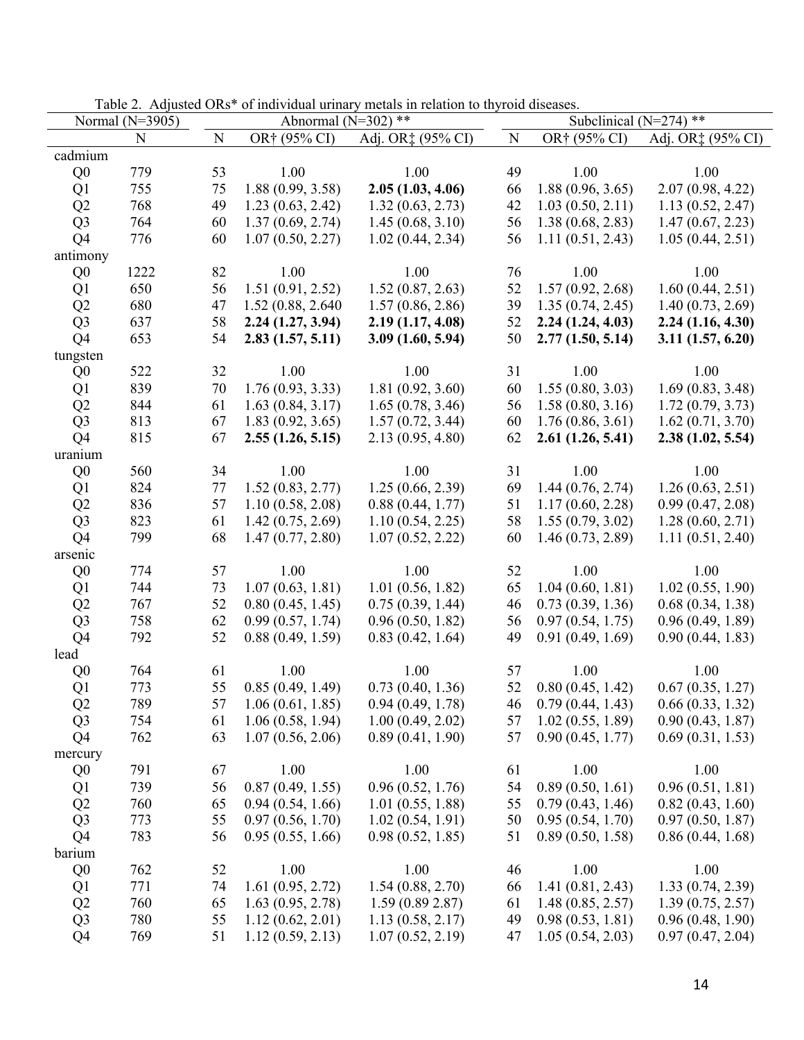Table 2. Adjusted ORs* of individual urinary metals in relation to thyroid diseases.

| | Normal (N=3905) | Abnormal (N=302) ** | | | Subclinical (N=274) ** | | |
|---|---|---|---|---|---|---|---|
| | N | N | OR† (95% CI) | Adj. OR‡ (95% CI) | N | OR† (95% CI) | Adj. OR‡ (95% CI) |
| cadmium | | | | | | | |
| Q0 | 779 | 53 | 1.00 | 1.00 | 49 | 1.00 | 1.00 |
| Q1 | 755 | 75 | 1.88 (0.99, 3.58) | **2.05 (1.03, 4.06)** | 66 | 1.88 (0.96, 3.65) | 2.07 (0.98, 4.22) |
| Q2 | 768 | 49 | 1.23 (0.63, 2.42) | 1.32 (0.63, 2.73) | 42 | 1.03 (0.50, 2.11) | 1.13 (0.52, 2.47) |
| Q3 | 764 | 60 | 1.37 (0.69, 2.74) | 1.45 (0.68, 3.10) | 56 | 1.38 (0.68, 2.83) | 1.47 (0.67, 2.23) |
| Q4 | 776 | 60 | 1.07 (0.50, 2.27) | 1.02 (0.44, 2.34) | 56 | 1.11 (0.51, 2.43) | 1.05 (0.44, 2.51) |
| antimony | | | | | | | |
| Q0 | 1222 | 82 | 1.00 | 1.00 | 76 | 1.00 | 1.00 |
| Q1 | 650 | 56 | 1.51 (0.91, 2.52) | 1.52 (0.87, 2.63) | 52 | 1.57 (0.92, 2.68) | 1.60 (0.44, 2.51) |
| Q2 | 680 | 47 | 1.52 (0.88, 2.640 | 1.57 (0.86, 2.86) | 39 | 1.35 (0.74, 2.45) | 1.40 (0.73, 2.69) |
| Q3 | 637 | 58 | **2.24 (1.27, 3.94)** | **2.19 (1.17, 4.08)** | 52 | **2.24 (1.24, 4.03)** | **2.24 (1.16, 4.30)** |
| Q4 | 653 | 54 | **2.83 (1.57, 5.11)** | **3.09 (1.60, 5.94)** | 50 | **2.77 (1.50, 5.14)** | **3.11 (1.57, 6.20)** |
| tungsten | | | | | | | |
| Q0 | 522 | 32 | 1.00 | 1.00 | 31 | 1.00 | 1.00 |
| Q1 | 839 | 70 | 1.76 (0.93, 3.33) | 1.81 (0.92, 3.60) | 60 | 1.55 (0.80, 3.03) | 1.69 (0.83, 3.48) |
| Q2 | 844 | 61 | 1.63 (0.84, 3.17) | 1.65 (0.78, 3.46) | 56 | 1.58 (0.80, 3.16) | 1.72 (0.79, 3.73) |
| Q3 | 813 | 67 | 1.83 (0.92, 3.65) | 1.57 (0.72, 3.44) | 60 | 1.76 (0.86, 3.61) | 1.62 (0.71, 3.70) |
| Q4 | 815 | 67 | **2.55 (1.26, 5.15)** | 2.13 (0.95, 4.80) | 62 | **2.61 (1.26, 5.41)** | **2.38 (1.02, 5.54)** |
| uranium | | | | | | | |
| Q0 | 560 | 34 | 1.00 | 1.00 | 31 | 1.00 | 1.00 |
| Q1 | 824 | 77 | 1.52 (0.83, 2.77) | 1.25 (0.66, 2.39) | 69 | 1.44 (0.76, 2.74) | 1.26 (0.63, 2.51) |
| Q2 | 836 | 57 | 1.10 (0.58, 2.08) | 0.88 (0.44, 1.77) | 51 | 1.17 (0.60, 2.28) | 0.99 (0.47, 2.08) |
| Q3 | 823 | 61 | 1.42 (0.75, 2.69) | 1.10 (0.54, 2.25) | 58 | 1.55 (0.79, 3.02) | 1.28 (0.60, 2.71) |
| Q4 | 799 | 68 | 1.47 (0.77, 2.80) | 1.07 (0.52, 2.22) | 60 | 1.46 (0.73, 2.89) | 1.11 (0.51, 2.40) |
| arsenic | | | | | | | |
| Q0 | 774 | 57 | 1.00 | 1.00 | 52 | 1.00 | 1.00 |
| Q1 | 744 | 73 | 1.07 (0.63, 1.81) | 1.01 (0.56, 1.82) | 65 | 1.04 (0.60, 1.81) | 1.02 (0.55, 1.90) |
| Q2 | 767 | 52 | 0.80 (0.45, 1.45) | 0.75 (0.39, 1.44) | 46 | 0.73 (0.39, 1.36) | 0.68 (0.34, 1.38) |
| Q3 | 758 | 62 | 0.99 (0.57, 1.74) | 0.96 (0.50, 1.82) | 56 | 0.97 (0.54, 1.75) | 0.96 (0.49, 1.89) |
| Q4 | 792 | 52 | 0.88 (0.49, 1.59) | 0.83 (0.42, 1.64) | 49 | 0.91 (0.49, 1.69) | 0.90 (0.44, 1.83) |
| lead | | | | | | | |
| Q0 | 764 | 61 | 1.00 | 1.00 | 57 | 1.00 | 1.00 |
| Q1 | 773 | 55 | 0.85 (0.49, 1.49) | 0.73 (0.40, 1.36) | 52 | 0.80 (0.45, 1.42) | 0.67 (0.35, 1.27) |
| Q2 | 789 | 57 | 1.06 (0.61, 1.85) | 0.94 (0.49, 1.78) | 46 | 0.79 (0.44, 1.43) | 0.66 (0.33, 1.32) |
| Q3 | 754 | 61 | 1.06 (0.58, 1.94) | 1.00 (0.49, 2.02) | 57 | 1.02 (0.55, 1.89) | 0.90 (0.43, 1.87) |
| Q4 | 762 | 63 | 1.07 (0.56, 2.06) | 0.89 (0.41, 1.90) | 57 | 0.90 (0.45, 1.77) | 0.69 (0.31, 1.53) |
| mercury | | | | | | | |
| Q0 | 791 | 67 | 1.00 | 1.00 | 61 | 1.00 | 1.00 |
| Q1 | 739 | 56 | 0.87 (0.49, 1.55) | 0.96 (0.52, 1.76) | 54 | 0.89 (0.50, 1.61) | 0.96 (0.51, 1.81) |
| Q2 | 760 | 65 | 0.94 (0.54, 1.66) | 1.01 (0.55, 1.88) | 55 | 0.79 (0.43, 1.46) | 0.82 (0.43, 1.60) |
| Q3 | 773 | 55 | 0.97 (0.56, 1.70) | 1.02 (0.54, 1.91) | 50 | 0.95 (0.54, 1.70) | 0.97 (0.50, 1.87) |
| Q4 | 783 | 56 | 0.95 (0.55, 1.66) | 0.98 (0.52, 1.85) | 51 | 0.89 (0.50, 1.58) | 0.86 (0.44, 1.68) |
| barium | | | | | | | |
| Q0 | 762 | 52 | 1.00 | 1.00 | 46 | 1.00 | 1.00 |
| Q1 | 771 | 74 | 1.61 (0.95, 2.72) | 1.54 (0.88, 2.70) | 66 | 1.41 (0.81, 2.43) | 1.33 (0.74, 2.39) |
| Q2 | 760 | 65 | 1.63 (0.95, 2.78) | 1.59 (0.89 2.87) | 61 | 1.48 (0.85, 2.57) | 1.39 (0.75, 2.57) |
| Q3 | 780 | 55 | 1.12 (0.62, 2.01) | 1.13 (0.58, 2.17) | 49 | 0.98 (0.53, 1.81) | 0.96 (0.48, 1.90) |
| Q4 | 769 | 51 | 1.12 (0.59, 2.13) | 1.07 (0.52, 2.19) | 47 | 1.05 (0.54, 2.03) | 0.97 (0.47, 2.04) |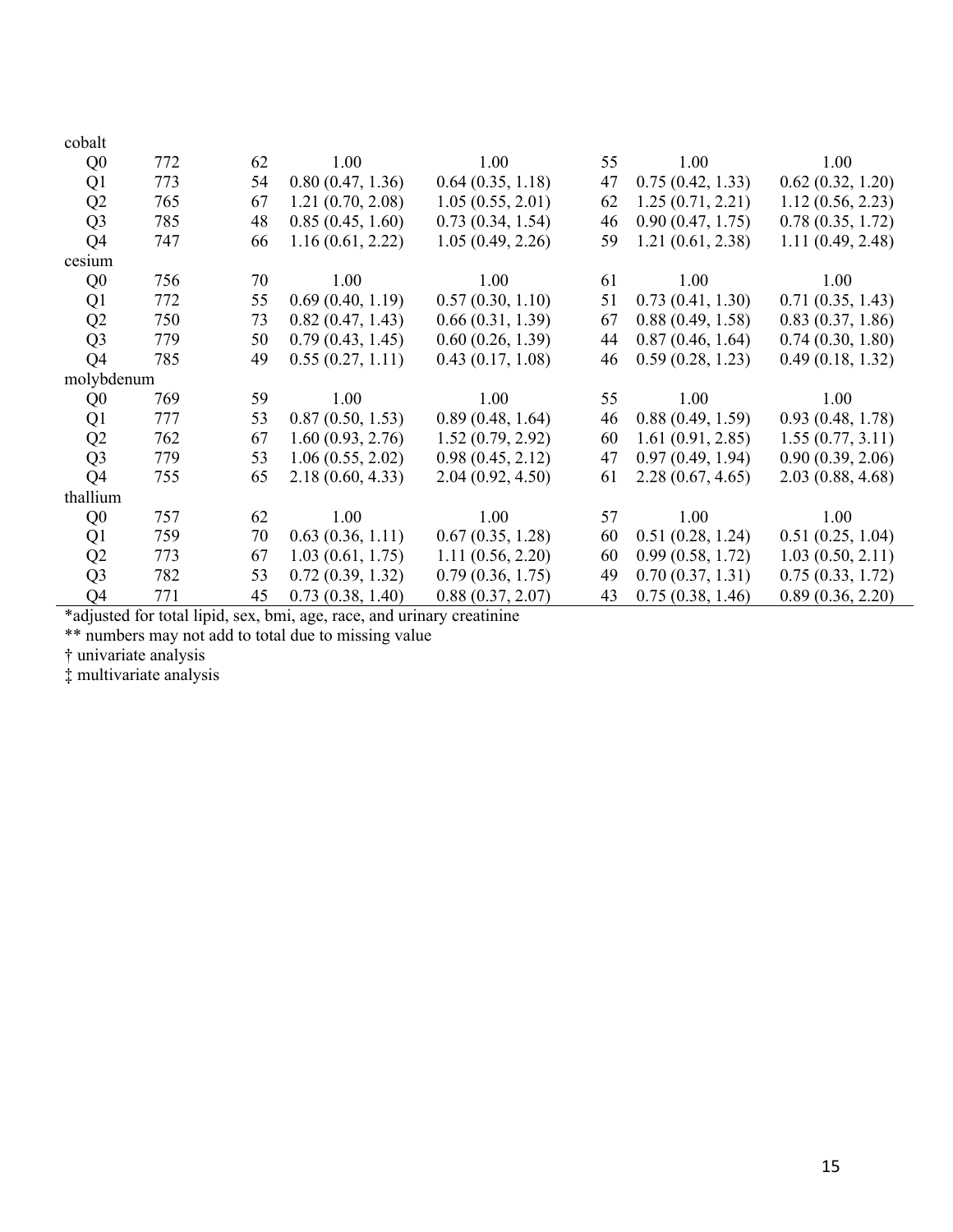| | | | | | | | |
|---|---|---|---|---|---|---|---|
| cobalt | | | | | | | |
| Q0 | 772 | 62 | 1.00 | 1.00 | 55 | 1.00 | 1.00 |
| Q1 | 773 | 54 | 0.80 (0.47, 1.36) | 0.64 (0.35, 1.18) | 47 | 0.75 (0.42, 1.33) | 0.62 (0.32, 1.20) |
| Q2 | 765 | 67 | 1.21 (0.70, 2.08) | 1.05 (0.55, 2.01) | 62 | 1.25 (0.71, 2.21) | 1.12 (0.56, 2.23) |
| Q3 | 785 | 48 | 0.85 (0.45, 1.60) | 0.73 (0.34, 1.54) | 46 | 0.90 (0.47, 1.75) | 0.78 (0.35, 1.72) |
| Q4 | 747 | 66 | 1.16 (0.61, 2.22) | 1.05 (0.49, 2.26) | 59 | 1.21 (0.61, 2.38) | 1.11 (0.49, 2.48) |
| cesium | | | | | | | |
| Q0 | 756 | 70 | 1.00 | 1.00 | 61 | 1.00 | 1.00 |
| Q1 | 772 | 55 | 0.69 (0.40, 1.19) | 0.57 (0.30, 1.10) | 51 | 0.73 (0.41, 1.30) | 0.71 (0.35, 1.43) |
| Q2 | 750 | 73 | 0.82 (0.47, 1.43) | 0.66 (0.31, 1.39) | 67 | 0.88 (0.49, 1.58) | 0.83 (0.37, 1.86) |
| Q3 | 779 | 50 | 0.79 (0.43, 1.45) | 0.60 (0.26, 1.39) | 44 | 0.87 (0.46, 1.64) | 0.74 (0.30, 1.80) |
| Q4 | 785 | 49 | 0.55 (0.27, 1.11) | 0.43 (0.17, 1.08) | 46 | 0.59 (0.28, 1.23) | 0.49 (0.18, 1.32) |
| molybdenum | | | | | | | |
| Q0 | 769 | 59 | 1.00 | 1.00 | 55 | 1.00 | 1.00 |
| Q1 | 777 | 53 | 0.87 (0.50, 1.53) | 0.89 (0.48, 1.64) | 46 | 0.88 (0.49, 1.59) | 0.93 (0.48, 1.78) |
| Q2 | 762 | 67 | 1.60 (0.93, 2.76) | 1.52 (0.79, 2.92) | 60 | 1.61 (0.91, 2.85) | 1.55 (0.77, 3.11) |
| Q3 | 779 | 53 | 1.06 (0.55, 2.02) | 0.98 (0.45, 2.12) | 47 | 0.97 (0.49, 1.94) | 0.90 (0.39, 2.06) |
| Q4 | 755 | 65 | 2.18 (0.60, 4.33) | 2.04 (0.92, 4.50) | 61 | 2.28 (0.67, 4.65) | 2.03 (0.88, 4.68) |
| thallium | | | | | | | |
| Q0 | 757 | 62 | 1.00 | 1.00 | 57 | 1.00 | 1.00 |
| Q1 | 759 | 70 | 0.63 (0.36, 1.11) | 0.67 (0.35, 1.28) | 60 | 0.51 (0.28, 1.24) | 0.51 (0.25, 1.04) |
| Q2 | 773 | 67 | 1.03 (0.61, 1.75) | 1.11 (0.56, 2.20) | 60 | 0.99 (0.58, 1.72) | 1.03 (0.50, 2.11) |
| Q3 | 782 | 53 | 0.72 (0.39, 1.32) | 0.79 (0.36, 1.75) | 49 | 0.70 (0.37, 1.31) | 0.75 (0.33, 1.72) |
| Q4 | 771 | 45 | 0.73 (0.38, 1.40) | 0.88 (0.37, 2.07) | 43 | 0.75 (0.38, 1.46) | 0.89 (0.36, 2.20) |

*adjusted for total lipid, sex, bmi, age, race, and urinary creatinine

** numbers may not add to total due to missing value

† univariate analysis

‡ multivariate analysis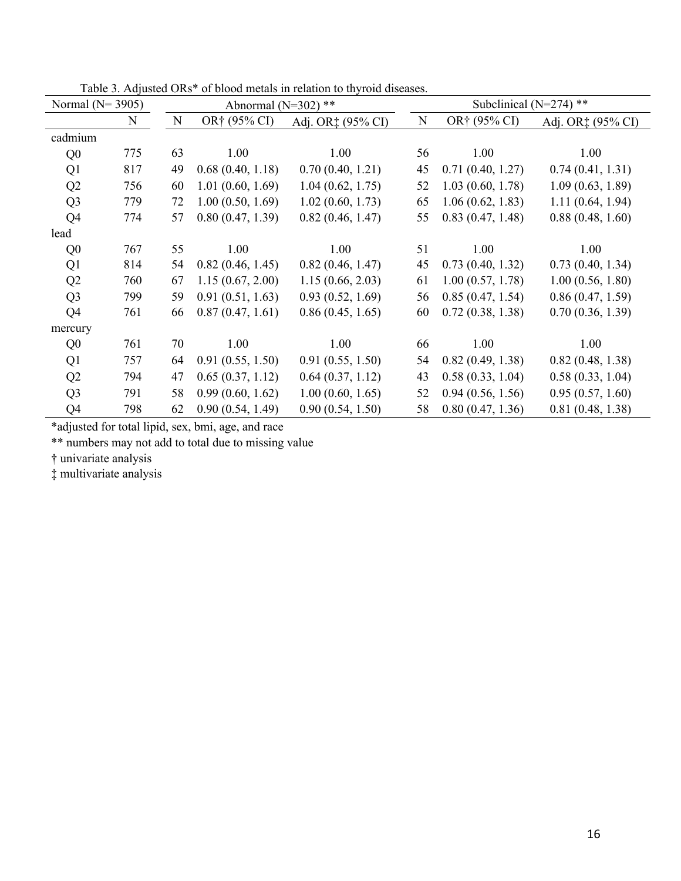Table 3. Adjusted ORs* of blood metals in relation to thyroid diseases.

| Normal (N= 3905) | | Abnormal (N=302) ** | | | Subclinical (N=274) ** | | |
|---|---|---|---|---|---|---|---|
| | N | N | OR† (95% CI) | Adj. OR‡ (95% CI) | N | OR† (95% CI) | Adj. OR‡ (95% CI) |
| cadmium | | | | | | | |
| Q0 | 775 | 63 | 1.00 | 1.00 | 56 | 1.00 | 1.00 |
| Q1 | 817 | 49 | 0.68 (0.40, 1.18) | 0.70 (0.40, 1.21) | 45 | 0.71 (0.40, 1.27) | 0.74 (0.41, 1.31) |
| Q2 | 756 | 60 | 1.01 (0.60, 1.69) | 1.04 (0.62, 1.75) | 52 | 1.03 (0.60, 1.78) | 1.09 (0.63, 1.89) |
| Q3 | 779 | 72 | 1.00 (0.50, 1.69) | 1.02 (0.60, 1.73) | 65 | 1.06 (0.62, 1.83) | 1.11 (0.64, 1.94) |
| Q4 | 774 | 57 | 0.80 (0.47, 1.39) | 0.82 (0.46, 1.47) | 55 | 0.83 (0.47, 1.48) | 0.88 (0.48, 1.60) |
| lead | | | | | | | |
| Q0 | 767 | 55 | 1.00 | 1.00 | 51 | 1.00 | 1.00 |
| Q1 | 814 | 54 | 0.82 (0.46, 1.45) | 0.82 (0.46, 1.47) | 45 | 0.73 (0.40, 1.32) | 0.73 (0.40, 1.34) |
| Q2 | 760 | 67 | 1.15 (0.67, 2.00) | 1.15 (0.66, 2.03) | 61 | 1.00 (0.57, 1.78) | 1.00 (0.56, 1.80) |
| Q3 | 799 | 59 | 0.91 (0.51, 1.63) | 0.93 (0.52, 1.69) | 56 | 0.85 (0.47, 1.54) | 0.86 (0.47, 1.59) |
| Q4 | 761 | 66 | 0.87 (0.47, 1.61) | 0.86 (0.45, 1.65) | 60 | 0.72 (0.38, 1.38) | 0.70 (0.36, 1.39) |
| mercury | | | | | | | |
| Q0 | 761 | 70 | 1.00 | 1.00 | 66 | 1.00 | 1.00 |
| Q1 | 757 | 64 | 0.91 (0.55, 1.50) | 0.91 (0.55, 1.50) | 54 | 0.82 (0.49, 1.38) | 0.82 (0.48, 1.38) |
| Q2 | 794 | 47 | 0.65 (0.37, 1.12) | 0.64 (0.37, 1.12) | 43 | 0.58 (0.33, 1.04) | 0.58 (0.33, 1.04) |
| Q3 | 791 | 58 | 0.99 (0.60, 1.62) | 1.00 (0.60, 1.65) | 52 | 0.94 (0.56, 1.56) | 0.95 (0.57, 1.60) |
| Q4 | 798 | 62 | 0.90 (0.54, 1.49) | 0.90 (0.54, 1.50) | 58 | 0.80 (0.47, 1.36) | 0.81 (0.48, 1.38) |

*adjusted for total lipid, sex, bmi, age, and race

** numbers may not add to total due to missing value

† univariate analysis

‡ multivariate analysis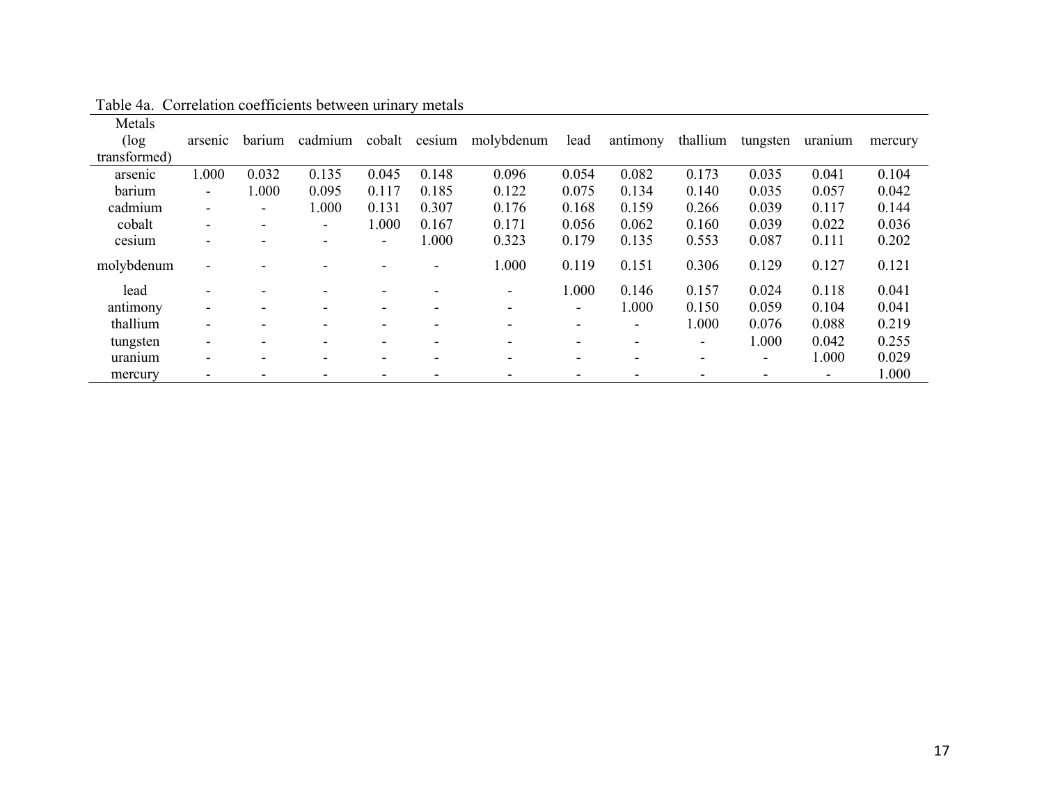Table 4a. Correlation coefficients between urinary metals

| Metals (log transformed) | arsenic | barium | cadmium | cobalt | cesium | molybdenum | lead | antimony | thallium | tungsten | uranium | mercury |
|---|---|---|---|---|---|---|---|---|---|---|---|---|
| arsenic | 1.000 | 0.032 | 0.135 | 0.045 | 0.148 | 0.096 | 0.054 | 0.082 | 0.173 | 0.035 | 0.041 | 0.104 |
| barium | - | 1.000 | 0.095 | 0.117 | 0.185 | 0.122 | 0.075 | 0.134 | 0.140 | 0.035 | 0.057 | 0.042 |
| cadmium | - | - | 1.000 | 0.131 | 0.307 | 0.176 | 0.168 | 0.159 | 0.266 | 0.039 | 0.117 | 0.144 |
| cobalt | - | - | - | 1.000 | 0.167 | 0.171 | 0.056 | 0.062 | 0.160 | 0.039 | 0.022 | 0.036 |
| cesium | - | - | - | - | 1.000 | 0.323 | 0.179 | 0.135 | 0.553 | 0.087 | 0.111 | 0.202 |
| molybdenum | - | - | - | - | - | 1.000 | 0.119 | 0.151 | 0.306 | 0.129 | 0.127 | 0.121 |
| lead | - | - | - | - | - | - | 1.000 | 0.146 | 0.157 | 0.024 | 0.118 | 0.041 |
| antimony | - | - | - | - | - | - | - | 1.000 | 0.150 | 0.059 | 0.104 | 0.041 |
| thallium | - | - | - | - | - | - | - | - | 1.000 | 0.076 | 0.088 | 0.219 |
| tungsten | - | - | - | - | - | - | - | - | - | 1.000 | 0.042 | 0.255 |
| uranium | - | - | - | - | - | - | - | - | - | - | 1.000 | 0.029 |
| mercury | - | - | - | - | - | - | - | - | - | - | - | 1.000 |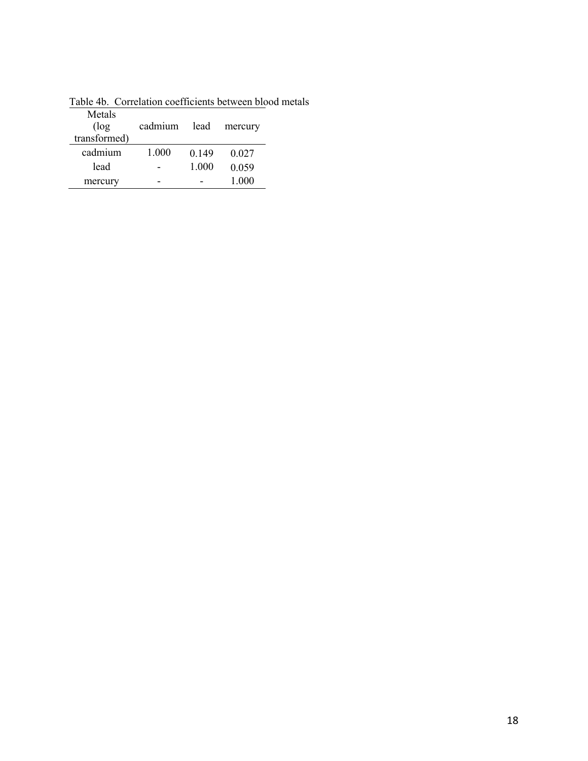Table 4b. Correlation coefficients between blood metals

| Metals (log transformed) | cadmium | lead | mercury |
|---|---|---|---|
| cadmium | 1.000 | 0.149 | 0.027 |
| lead | - | 1.000 | 0.059 |
| mercury | - | - | 1.000 |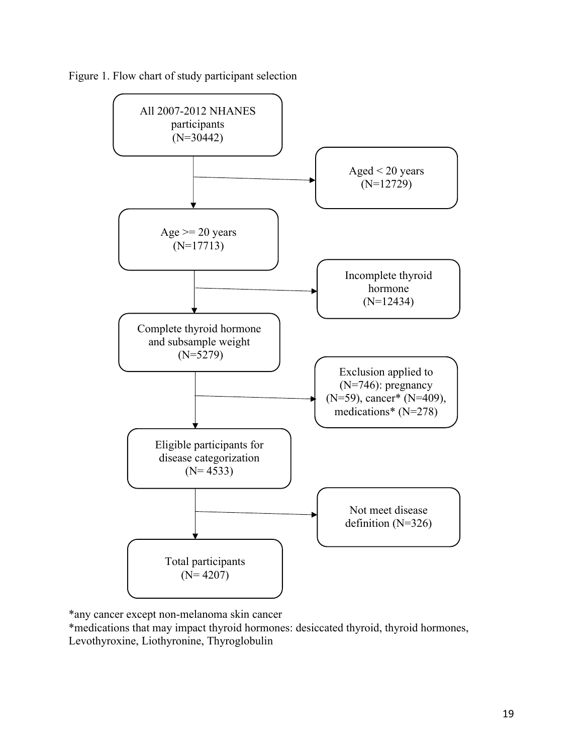Figure 1. Flow chart of study participant selection

All 2007-2012 NHANES participants (N=30442)

Aged < 20 years (N=12729)

Age >= 20 years (N=17713)

Incomplete thyroid hormone (N=12434)

Complete thyroid hormone and subsample weight (N=5279)

Exclusion applied to (N=746): pregnancy (N=59), cancer* (N=409), medications* (N=278)

Eligible participants for disease categorization (N= 4533)

Not meet disease definition (N=326)

Total participants (N= 4207)

*any cancer except non-melanoma skin cancer

*medications that may impact thyroid hormones: desiccated thyroid, thyroid hormones, Levothyroxine, Liothyronine, Thyroglobulin